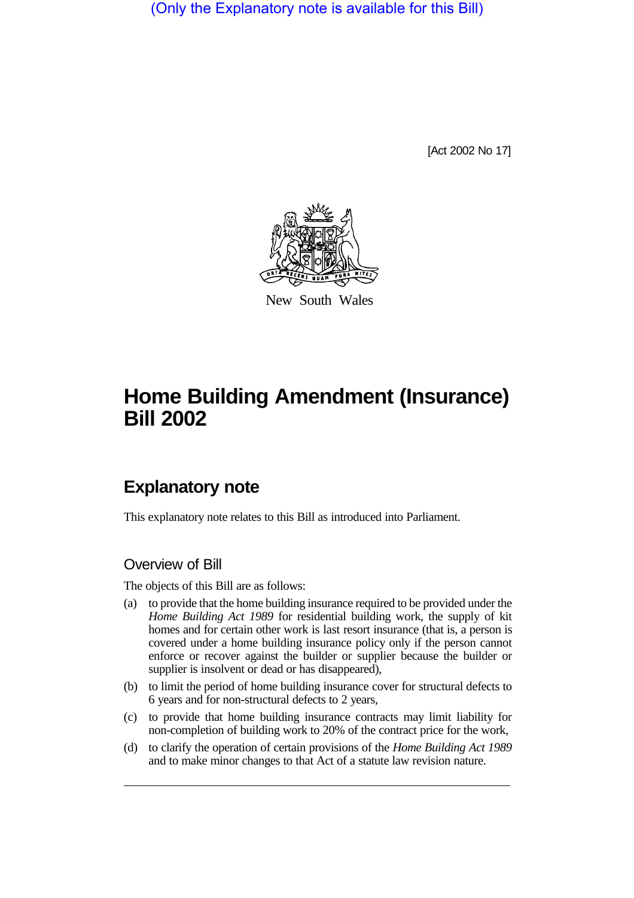(Only the Explanatory note is available for this Bill)

[Act 2002 No 17]

New South Wales

# Home Building Amendment (Insurance) Bill 2002

## Explanatory note

This explanatory note relates to this Bill as introduced into Parliament.

### Overview of Bill

The objects of this Bill are as follows:

(a) to provide that the home building insurance required to be provided under the *Home Building Act 1989* for residential building work, the supply of kit homes and for certain other work is last resort insurance (that is, a person is covered under a home building insurance policy only if the person cannot enforce or recover against the builder or supplier because the builder or supplier is insolvent or dead or has disappeared),

(b) to limit the period of home building insurance cover for structural defects to 6 years and for non-structural defects to 2 years,

(c) to provide that home building insurance contracts may limit liability for non-completion of building work to 20% of the contract price for the work,

(d) to clarify the operation of certain provisions of the *Home Building Act 1989* and to make minor changes to that Act of a statute law revision nature.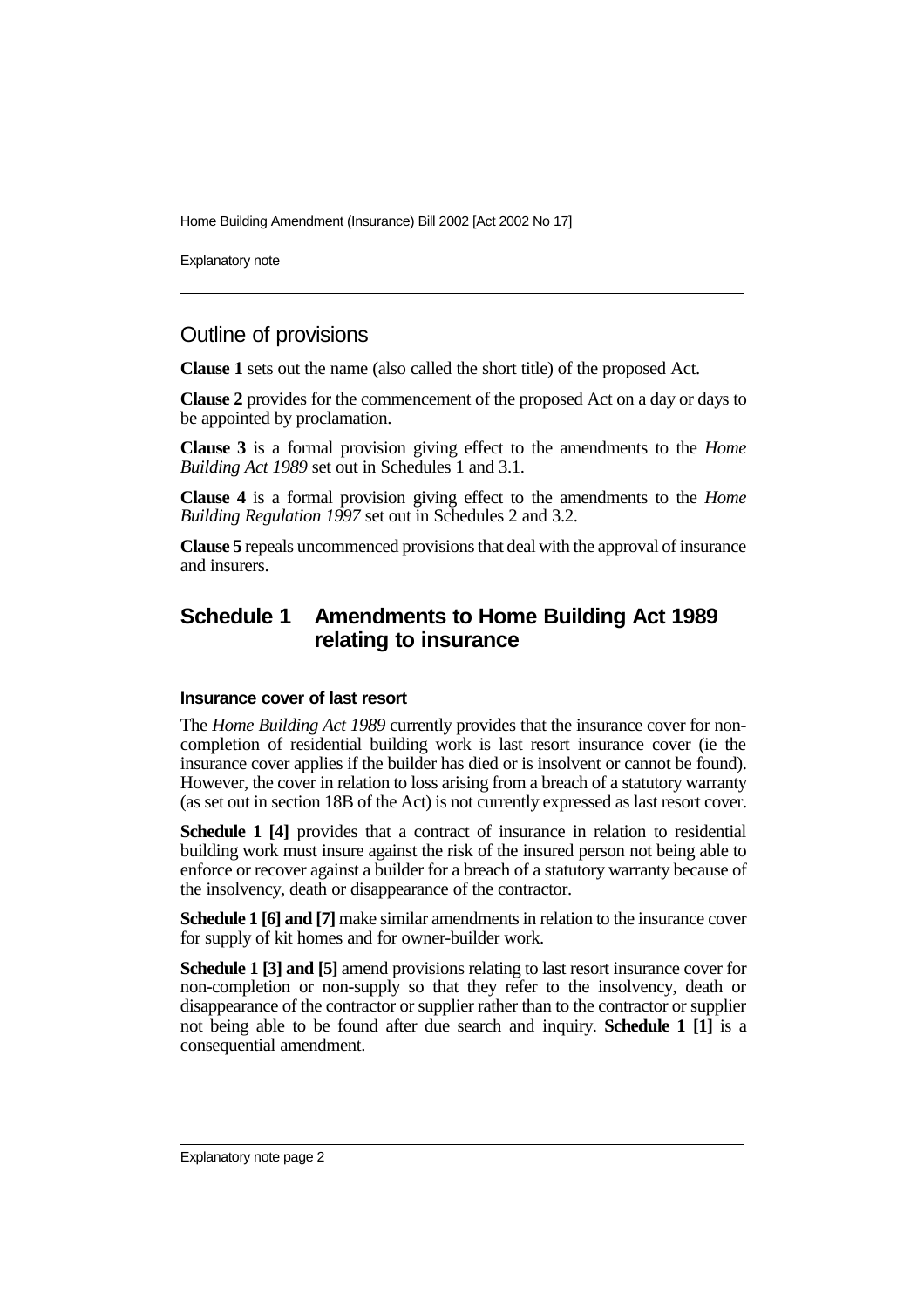## Outline of provisions

**Clause 1** sets out the name (also called the short title) of the proposed Act.

**Clause 2** provides for the commencement of the proposed Act on a day or days to be appointed by proclamation.

**Clause 3** is a formal provision giving effect to the amendments to the *Home Building Act 1989* set out in Schedules 1 and 3.1.

**Clause 4** is a formal provision giving effect to the amendments to the *Home Building Regulation 1997* set out in Schedules 2 and 3.2.

**Clause 5** repeals uncommenced provisions that deal with the approval of insurance and insurers.

## Schedule 1 Amendments to Home Building Act 1989 relating to insurance

### Insurance cover of last resort

The *Home Building Act 1989* currently provides that the insurance cover for non-completion of residential building work is last resort insurance cover (ie the insurance cover applies if the builder has died or is insolvent or cannot be found). However, the cover in relation to loss arising from a breach of a statutory warranty (as set out in section 18B of the Act) is not currently expressed as last resort cover.

**Schedule 1 [4]** provides that a contract of insurance in relation to residential building work must insure against the risk of the insured person not being able to enforce or recover against a builder for a breach of a statutory warranty because of the insolvency, death or disappearance of the contractor.

**Schedule 1 [6] and [7]** make similar amendments in relation to the insurance cover for supply of kit homes and for owner-builder work.

**Schedule 1 [3] and [5]** amend provisions relating to last resort insurance cover for non-completion or non-supply so that they refer to the insolvency, death or disappearance of the contractor or supplier rather than to the contractor or supplier not being able to be found after due search and inquiry. **Schedule 1 [1]** is a consequential amendment.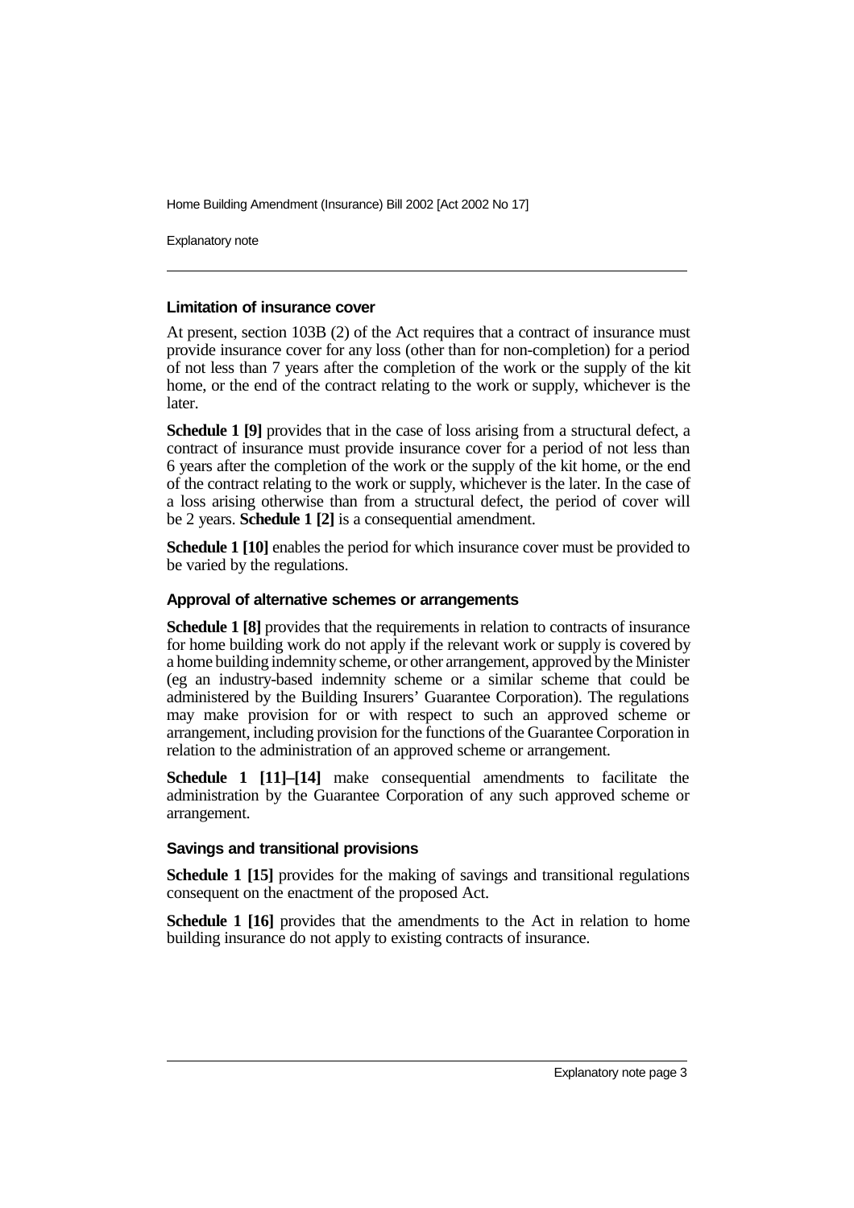### Limitation of insurance cover

At present, section 103B (2) of the Act requires that a contract of insurance must provide insurance cover for any loss (other than for non-completion) for a period of not less than 7 years after the completion of the work or the supply of the kit home, or the end of the contract relating to the work or supply, whichever is the later.

**Schedule 1 [9]** provides that in the case of loss arising from a structural defect, a contract of insurance must provide insurance cover for a period of not less than 6 years after the completion of the work or the supply of the kit home, or the end of the contract relating to the work or supply, whichever is the later. In the case of a loss arising otherwise than from a structural defect, the period of cover will be 2 years. **Schedule 1 [2]** is a consequential amendment.

**Schedule 1 [10]** enables the period for which insurance cover must be provided to be varied by the regulations.

### Approval of alternative schemes or arrangements

**Schedule 1 [8]** provides that the requirements in relation to contracts of insurance for home building work do not apply if the relevant work or supply is covered by a home building indemnity scheme, or other arrangement, approved by the Minister (eg an industry-based indemnity scheme or a similar scheme that could be administered by the Building Insurers' Guarantee Corporation). The regulations may make provision for or with respect to such an approved scheme or arrangement, including provision for the functions of the Guarantee Corporation in relation to the administration of an approved scheme or arrangement.

**Schedule 1 [11]–[14]** make consequential amendments to facilitate the administration by the Guarantee Corporation of any such approved scheme or arrangement.

### Savings and transitional provisions

**Schedule 1 [15]** provides for the making of savings and transitional regulations consequent on the enactment of the proposed Act.

**Schedule 1 [16]** provides that the amendments to the Act in relation to home building insurance do not apply to existing contracts of insurance.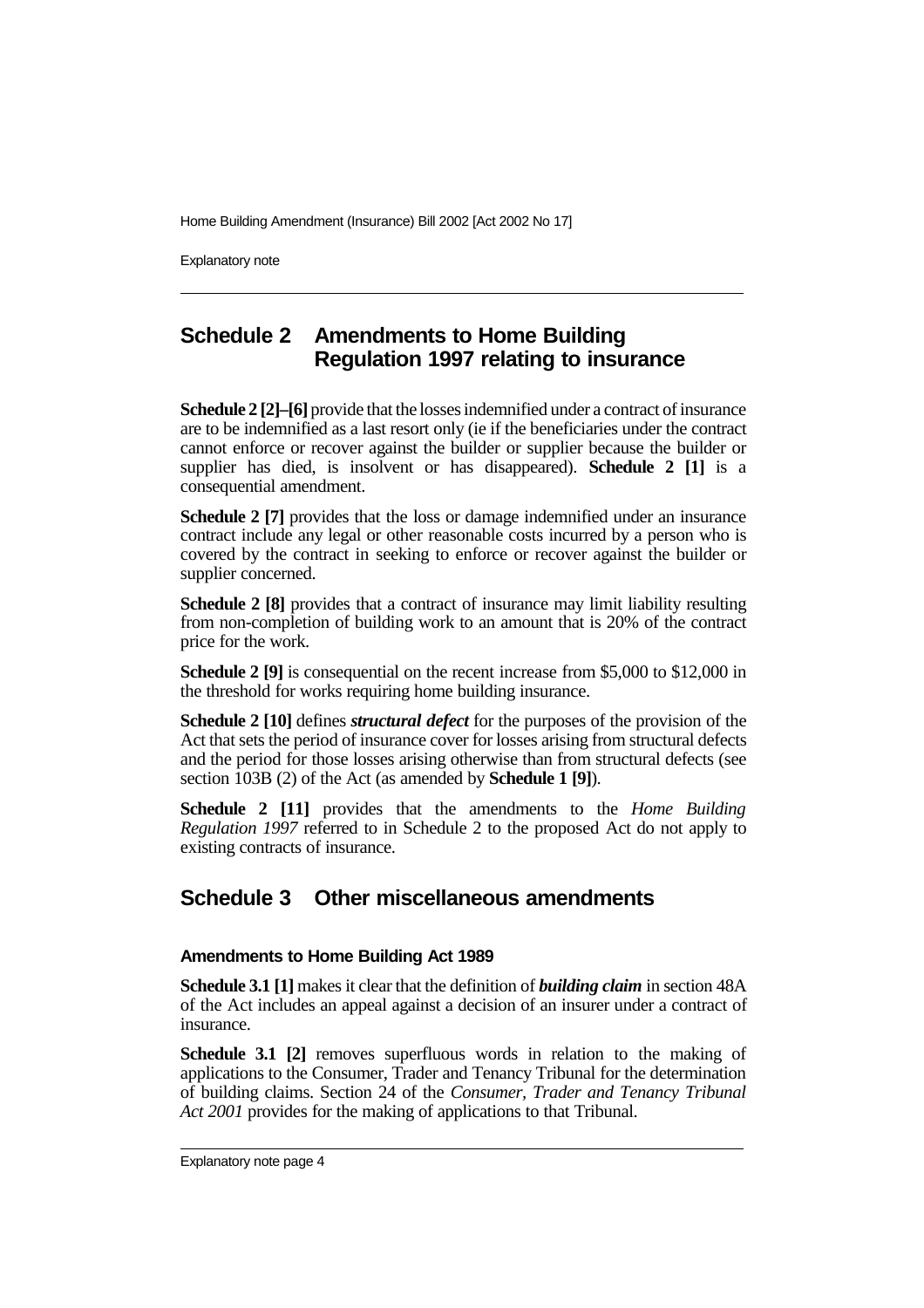## Schedule 2 Amendments to Home Building Regulation 1997 relating to insurance

**Schedule 2 [2]–[6]** provide that the losses indemnified under a contract of insurance are to be indemnified as a last resort only (ie if the beneficiaries under the contract cannot enforce or recover against the builder or supplier because the builder or supplier has died, is insolvent or has disappeared). **Schedule 2 [1]** is a consequential amendment.

**Schedule 2 [7]** provides that the loss or damage indemnified under an insurance contract include any legal or other reasonable costs incurred by a person who is covered by the contract in seeking to enforce or recover against the builder or supplier concerned.

**Schedule 2 [8]** provides that a contract of insurance may limit liability resulting from non-completion of building work to an amount that is 20% of the contract price for the work.

**Schedule 2 [9]** is consequential on the recent increase from $5,000 to $12,000 in the threshold for works requiring home building insurance.

**Schedule 2 [10]** defines ***structural defect*** for the purposes of the provision of the Act that sets the period of insurance cover for losses arising from structural defects and the period for those losses arising otherwise than from structural defects (see section 103B (2) of the Act (as amended by **Schedule 1 [9]**).

**Schedule 2 [11]** provides that the amendments to the *Home Building Regulation 1997* referred to in Schedule 2 to the proposed Act do not apply to existing contracts of insurance.

## Schedule 3 Other miscellaneous amendments

### Amendments to Home Building Act 1989

**Schedule 3.1 [1]** makes it clear that the definition of ***building claim*** in section 48A of the Act includes an appeal against a decision of an insurer under a contract of insurance.

**Schedule 3.1 [2]** removes superfluous words in relation to the making of applications to the Consumer, Trader and Tenancy Tribunal for the determination of building claims. Section 24 of the *Consumer, Trader and Tenancy Tribunal Act 2001* provides for the making of applications to that Tribunal.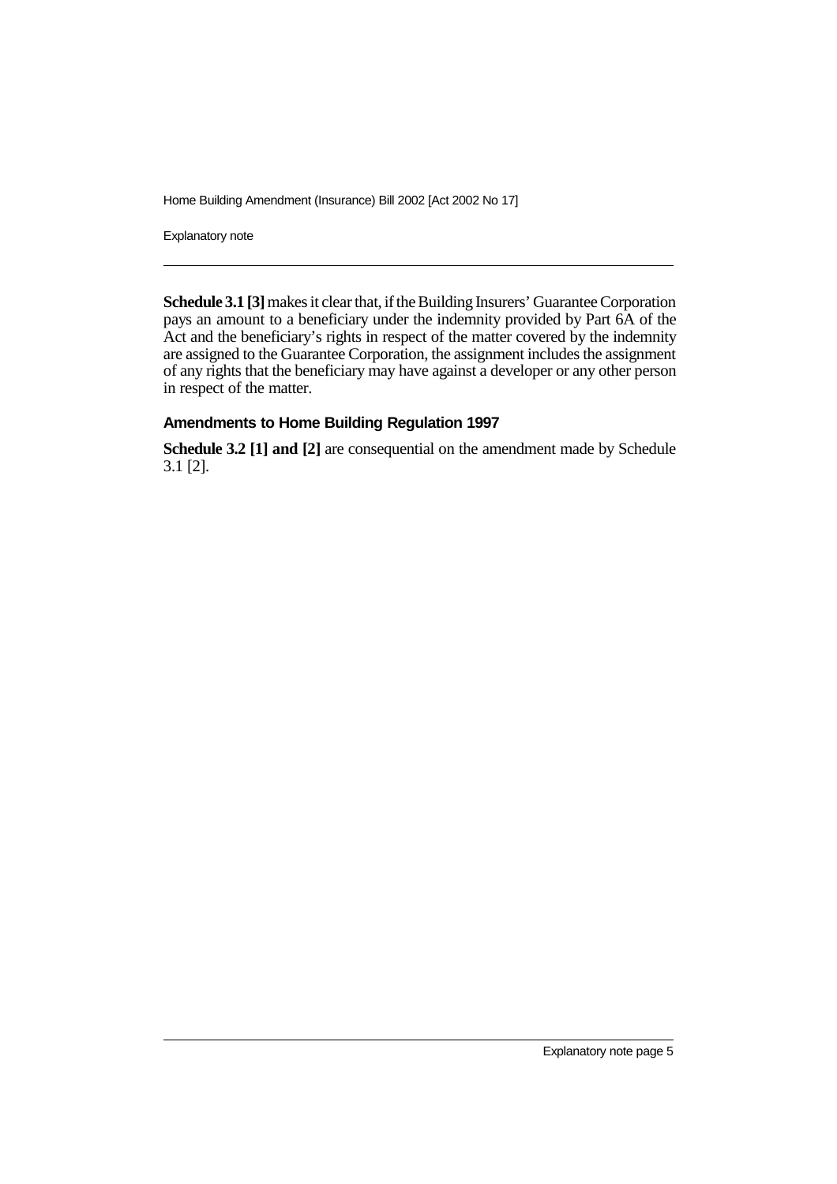**Schedule 3.1 [3]** makes it clear that, if the Building Insurers' Guarantee Corporation pays an amount to a beneficiary under the indemnity provided by Part 6A of the Act and the beneficiary's rights in respect of the matter covered by the indemnity are assigned to the Guarantee Corporation, the assignment includes the assignment of any rights that the beneficiary may have against a developer or any other person in respect of the matter.

### Amendments to Home Building Regulation 1997

**Schedule 3.2 [1] and [2]** are consequential on the amendment made by Schedule 3.1 [2].